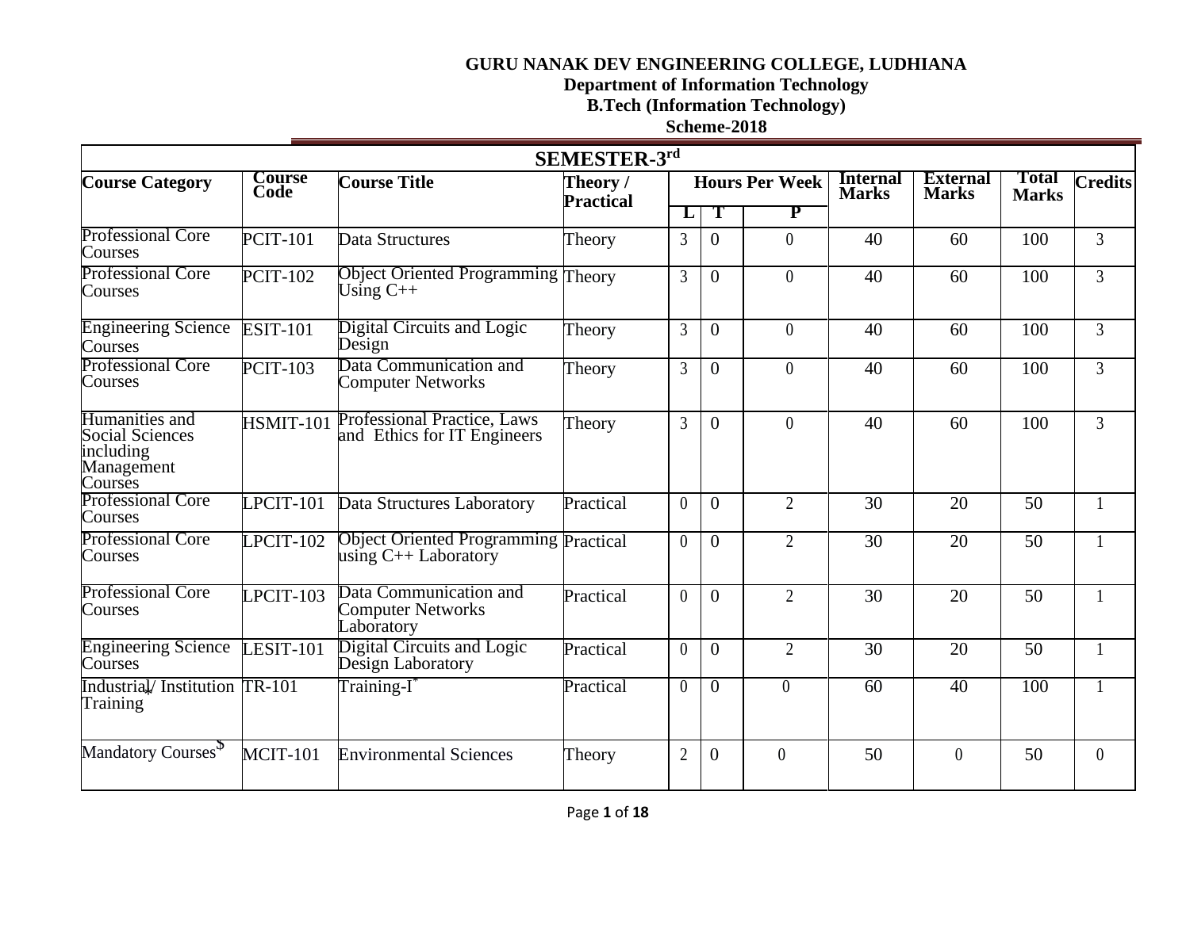**GURU NANAK DEV ENGINEERING COLLEGE, LUDHIANA**
**Department of Information Technology**
**B.Tech (Information Technology)**
**Scheme-2018**

| SEMESTER-3rd | | | | | | | | | | |
|---|---|---|---|---|---|---|---|---|---|---|
| **Course Category** | **Course Code** | **Course Title** | **Theory / Practical** | **Hours Per Week** | | | **Internal Marks** | **External Marks** | **Total Marks** | **Credits** |
| | | | | **L** | **T** | **P** | | | | |
| Professional Core Courses | PCIT-101 | Data Structures | Theory | 3 | 0 | 0 | 40 | 60 | 100 | 3 |
| Professional Core Courses | PCIT-102 | Object Oriented Programming Using C++ | Theory | 3 | 0 | 0 | 40 | 60 | 100 | 3 |
| Engineering Science Courses | ESIT-101 | Digital Circuits and Logic Design | Theory | 3 | 0 | 0 | 40 | 60 | 100 | 3 |
| Professional Core Courses | PCIT-103 | Data Communication and Computer Networks | Theory | 3 | 0 | 0 | 40 | 60 | 100 | 3 |
| Humanities and Social Sciences including Management Courses | HSMIT-101 | Professional Practice, Laws and Ethics for IT Engineers | Theory | 3 | 0 | 0 | 40 | 60 | 100 | 3 |
| Professional Core Courses | LPCIT-101 | Data Structures Laboratory | Practical | 0 | 0 | 2 | 30 | 20 | 50 | 1 |
| Professional Core Courses | LPCIT-102 | Object Oriented Programming using C++ Laboratory | Practical | 0 | 0 | 2 | 30 | 20 | 50 | 1 |
| Professional Core Courses | LPCIT-103 | Data Communication and Computer Networks Laboratory | Practical | 0 | 0 | 2 | 30 | 20 | 50 | 1 |
| Engineering Science Courses | LESIT-101 | Digital Circuits and Logic Design Laboratory | Practical | 0 | 0 | 2 | 30 | 20 | 50 | 1 |
| Industrial/ Institution Training* | TR-101 | Training-I* | Practical | 0 | 0 | 0 | 60 | 40 | 100 | 1 |
| Mandatory Courses$ | MCIT-101 | Environmental Sciences | Theory | 2 | 0 | 0 | 50 | 0 | 50 | 0 |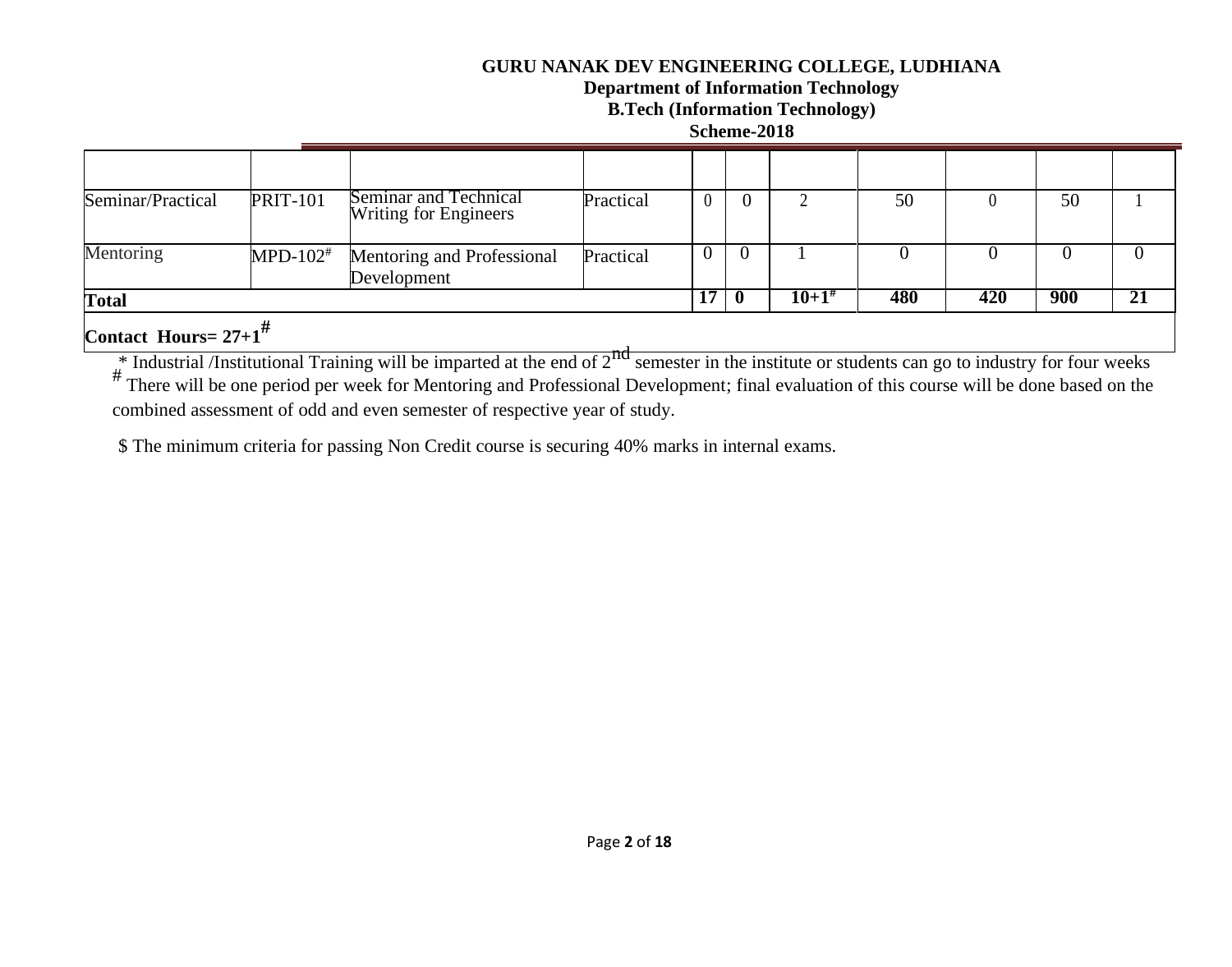**GURU NANAK DEV ENGINEERING COLLEGE, LUDHIANA**
**Department of Information Technology**
**B.Tech (Information Technology)**
**Scheme-2018**

| | | | | | | | | | | |
|---|---|---|---|---|---|---|---|---|---|---|
| Seminar/Practical | PRIT-101 | Seminar and Technical Writing for Engineers | Practical | 0 | 0 | 2 | 50 | 0 | 50 | 1 |
| Mentoring | MPD-102# | Mentoring and Professional Development | Practical | 0 | 0 | 1 | 0 | 0 | 0 | 0 |
| **Total** | | | | **17** | **0** | **10+1#** | **480** | **420** | **900** | **21** |
| **Contact Hours= 27+1#** | | | | | | | | | | |

\* Industrial /Institutional Training will be imparted at the end of 2nd semester in the institute or students can go to industry for four weeks

\# There will be one period per week for Mentoring and Professional Development; final evaluation of this course will be done based on the combined assessment of odd and even semester of respective year of study.

$ The minimum criteria for passing Non Credit course is securing 40% marks in internal exams.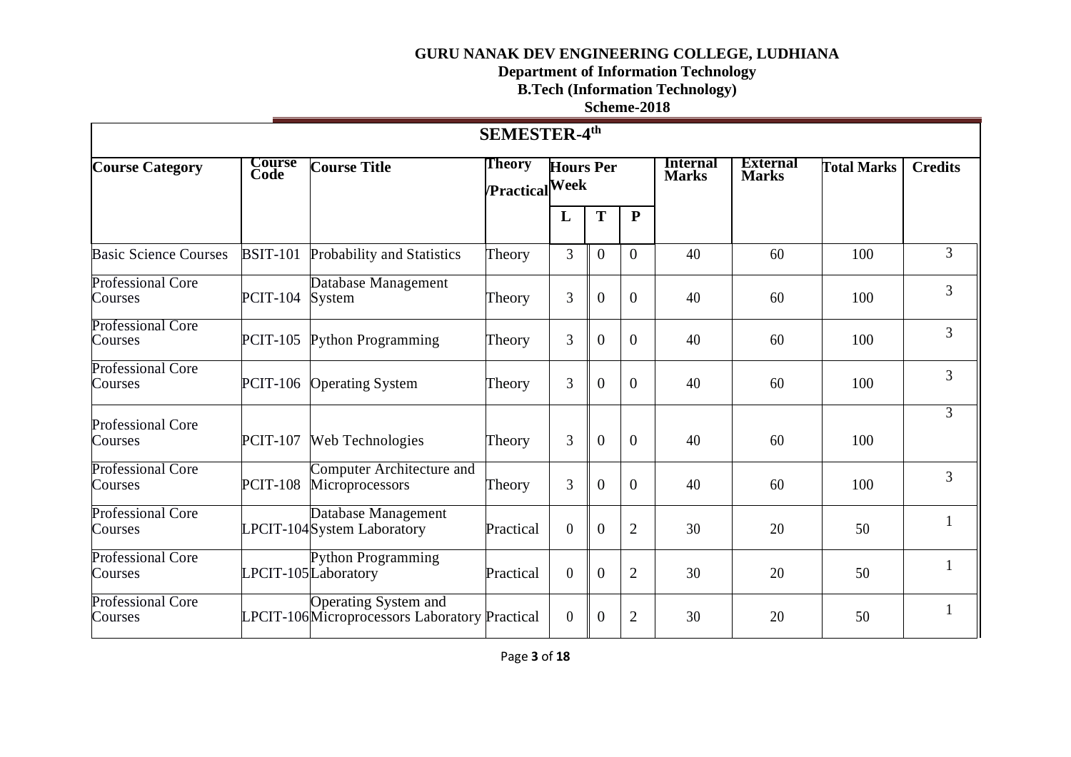**GURU NANAK DEV ENGINEERING COLLEGE, LUDHIANA**

**Department of Information Technology**

**B.Tech (Information Technology)**

**Scheme-2018**

## SEMESTER-4th

| Course Category | Course Code | Course Title | Theory /Practical | Hours Per Week | | | Internal Marks | External Marks | Total Marks | Credits |
|---|---|---|---|---|---|---|---|---|---|---|
| | | | | L | T | P | | | | |
| Basic Science Courses | BSIT-101 | Probability and Statistics | Theory | 3 | 0 | 0 | 40 | 60 | 100 | 3 |
| Professional Core Courses | PCIT-104 | Database Management System | Theory | 3 | 0 | 0 | 40 | 60 | 100 | 3 |
| Professional Core Courses | PCIT-105 | Python Programming | Theory | 3 | 0 | 0 | 40 | 60 | 100 | 3 |
| Professional Core Courses | PCIT-106 | Operating System | Theory | 3 | 0 | 0 | 40 | 60 | 100 | 3 |
| Professional Core Courses | PCIT-107 | Web Technologies | Theory | 3 | 0 | 0 | 40 | 60 | 100 | 3 |
| Professional Core Courses | PCIT-108 | Computer Architecture and Microprocessors | Theory | 3 | 0 | 0 | 40 | 60 | 100 | 3 |
| Professional Core Courses | LPCIT-104 | Database Management System Laboratory | Practical | 0 | 0 | 2 | 30 | 20 | 50 | 1 |
| Professional Core Courses | LPCIT-105 | Python Programming Laboratory | Practical | 0 | 0 | 2 | 30 | 20 | 50 | 1 |
| Professional Core Courses | LPCIT-106 | Operating System and Microprocessors Laboratory | Practical | 0 | 0 | 2 | 30 | 20 | 50 | 1 |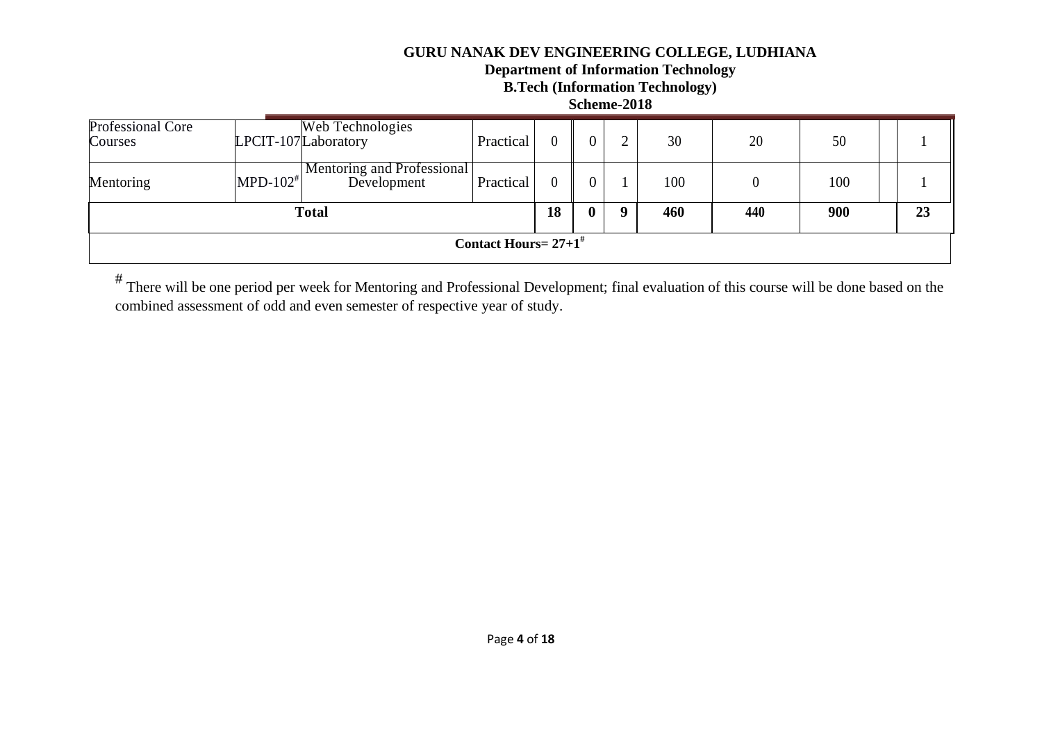**GURU NANAK DEV ENGINEERING COLLEGE, LUDHIANA**
**Department of Information Technology**
**B.Tech (Information Technology)**
**Scheme-2018**

| | | | | | | | | | | | |
|---|---|---|---|---|---|---|---|---|---|---|---|
| Professional Core Courses | LPCIT-107 | Web Technologies Laboratory | Practical | 0 | 0 | 2 | 30 | 20 | 50 | | 1 |
| Mentoring | MPD-102# | Mentoring and Professional Development | Practical | 0 | 0 | 1 | 100 | 0 | 100 | | 1 |
| **Total** | | | | **18** | **0** | **9** | **460** | **440** | **900** | | **23** |
| **Contact Hours= 27+1#** | | | | | | | | | | | |

# There will be one period per week for Mentoring and Professional Development; final evaluation of this course will be done based on the combined assessment of odd and even semester of respective year of study.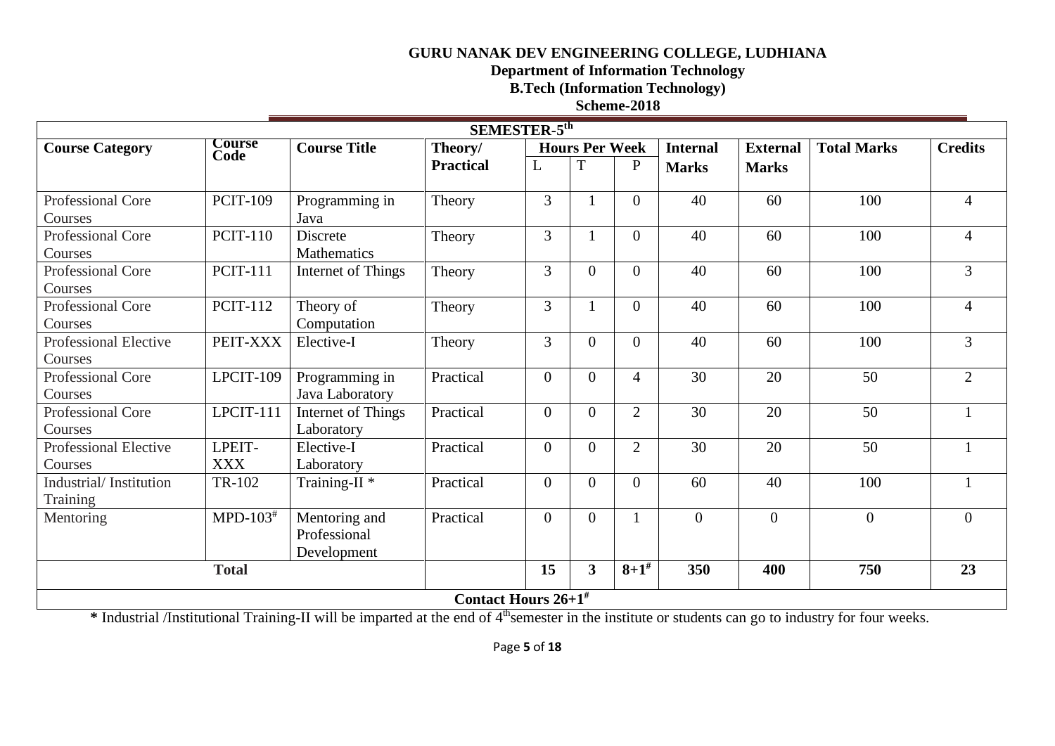**GURU NANAK DEV ENGINEERING COLLEGE, LUDHIANA**
**Department of Information Technology**
**B.Tech (Information Technology)**
**Scheme-2018**

| SEMESTER-5th | | | | | | | | | | |
|---|---|---|---|---|---|---|---|---|---|---|
| **Course Category** | **Course Code** | **Course Title** | **Theory/ Practical** | **Hours Per Week** | | | **Internal Marks** | **External Marks** | **Total Marks** | **Credits** |
| | | | | L | T | P | | | | |
| Professional Core Courses | PCIT-109 | Programming in Java | Theory | 3 | 1 | 0 | 40 | 60 | 100 | 4 |
| Professional Core Courses | PCIT-110 | Discrete Mathematics | Theory | 3 | 1 | 0 | 40 | 60 | 100 | 4 |
| Professional Core Courses | PCIT-111 | Internet of Things | Theory | 3 | 0 | 0 | 40 | 60 | 100 | 3 |
| Professional Core Courses | PCIT-112 | Theory of Computation | Theory | 3 | 1 | 0 | 40 | 60 | 100 | 4 |
| Professional Elective Courses | PEIT-XXX | Elective-I | Theory | 3 | 0 | 0 | 40 | 60 | 100 | 3 |
| Professional Core Courses | LPCIT-109 | Programming in Java Laboratory | Practical | 0 | 0 | 4 | 30 | 20 | 50 | 2 |
| Professional Core Courses | LPCIT-111 | Internet of Things Laboratory | Practical | 0 | 0 | 2 | 30 | 20 | 50 | 1 |
| Professional Elective Courses | LPEIT-XXX | Elective-I Laboratory | Practical | 0 | 0 | 2 | 30 | 20 | 50 | 1 |
| Industrial/ Institution Training | TR-102 | Training-II * | Practical | 0 | 0 | 0 | 60 | 40 | 100 | 1 |
| Mentoring | MPD-103# | Mentoring and Professional Development | Practical | 0 | 0 | 1 | 0 | 0 | 0 | 0 |
| **Total** | | | | **15** | **3** | **8+1#** | **350** | **400** | **750** | **23** |
| **Contact Hours 26+1#** | | | | | | | | | | |

**\*** Industrial /Institutional Training-II will be imparted at the end of 4th semester in the institute or students can go to industry for four weeks.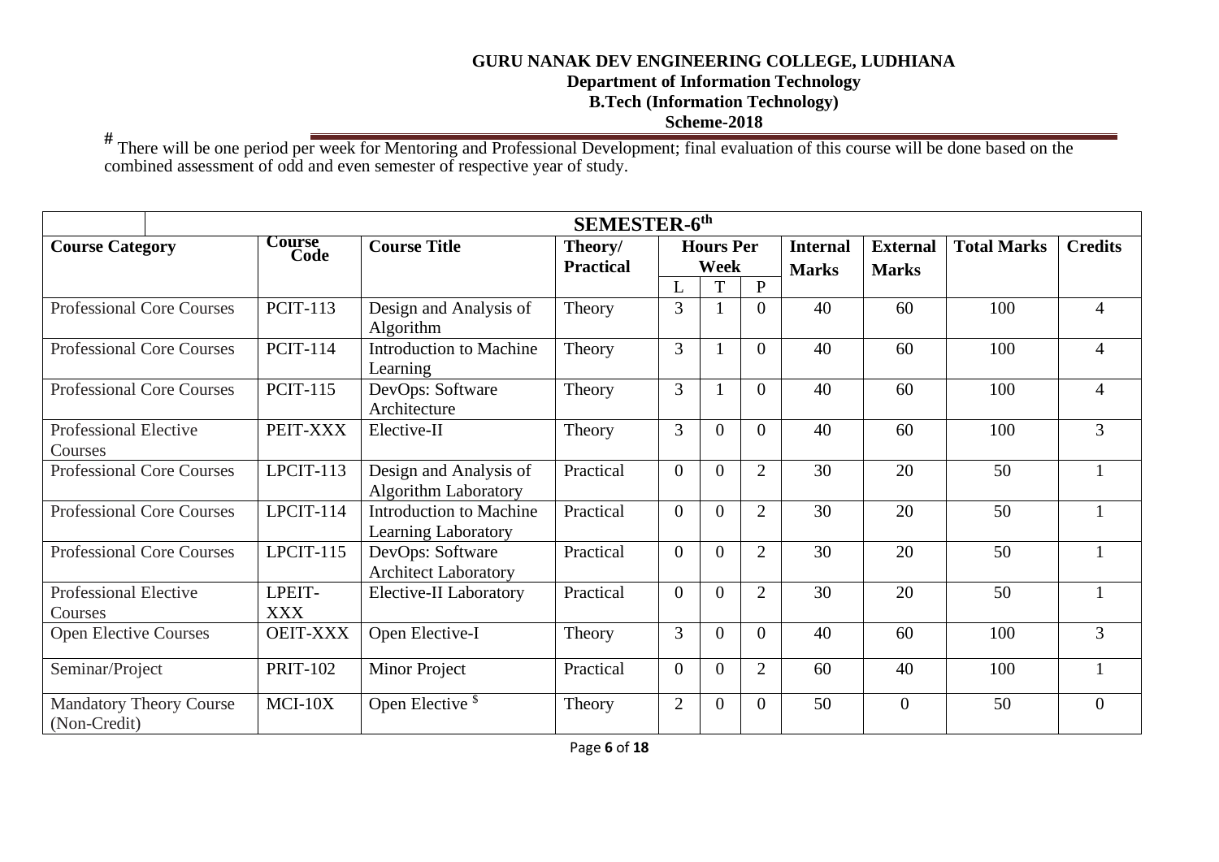**GURU NANAK DEV ENGINEERING COLLEGE, LUDHIANA**
**Department of Information Technology**
**B.Tech (Information Technology)**
**Scheme-2018**

# There will be one period per week for Mentoring and Professional Development; final evaluation of this course will be done based on the combined assessment of odd and even semester of respective year of study.

| SEMESTER-6th | | | | | | | | | | |
|---|---|---|---|---|---|---|---|---|---|---|
| **Course Category** | **Course Code** | **Course Title** | **Theory/ Practical** | **Hours Per Week** | | | **Internal Marks** | **External Marks** | **Total Marks** | **Credits** |
| | | | | L | T | P | | | | |
| Professional Core Courses | PCIT-113 | Design and Analysis of Algorithm | Theory | 3 | 1 | 0 | 40 | 60 | 100 | 4 |
| Professional Core Courses | PCIT-114 | Introduction to Machine Learning | Theory | 3 | 1 | 0 | 40 | 60 | 100 | 4 |
| Professional Core Courses | PCIT-115 | DevOps: Software Architecture | Theory | 3 | 1 | 0 | 40 | 60 | 100 | 4 |
| Professional Elective Courses | PEIT-XXX | Elective-II | Theory | 3 | 0 | 0 | 40 | 60 | 100 | 3 |
| Professional Core Courses | LPCIT-113 | Design and Analysis of Algorithm Laboratory | Practical | 0 | 0 | 2 | 30 | 20 | 50 | 1 |
| Professional Core Courses | LPCIT-114 | Introduction to Machine Learning Laboratory | Practical | 0 | 0 | 2 | 30 | 20 | 50 | 1 |
| Professional Core Courses | LPCIT-115 | DevOps: Software Architect Laboratory | Practical | 0 | 0 | 2 | 30 | 20 | 50 | 1 |
| Professional Elective Courses | LPEIT-XXX | Elective-II Laboratory | Practical | 0 | 0 | 2 | 30 | 20 | 50 | 1 |
| Open Elective Courses | OEIT-XXX | Open Elective-I | Theory | 3 | 0 | 0 | 40 | 60 | 100 | 3 |
| Seminar/Project | PRIT-102 | Minor Project | Practical | 0 | 0 | 2 | 60 | 40 | 100 | 1 |
| Mandatory Theory Course (Non-Credit) | MCI-10X | Open Elective $ | Theory | 2 | 0 | 0 | 50 | 0 | 50 | 0 |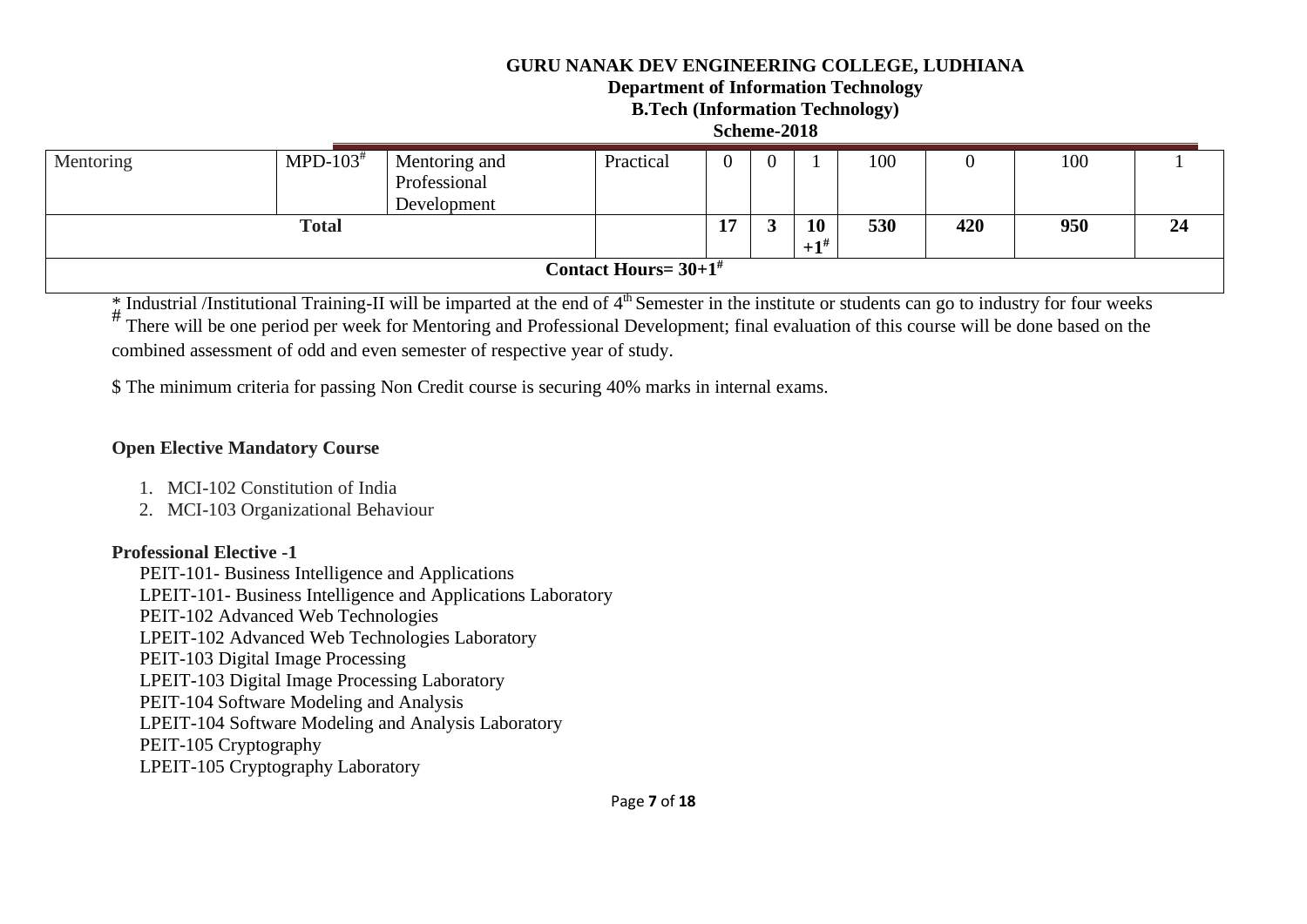# GURU NANAK DEV ENGINEERING COLLEGE, LUDHIANA

## Department of Information Technology

## B.Tech (Information Technology)

## Scheme-2018

| | | | | | | | | | | |
|---|---|---|---|---|---|---|---|---|---|---|
| Mentoring | MPD-103# | Mentoring and Professional Development | Practical | 0 | 0 | 1 | 100 | 0 | 100 | 1 |
| **Total** | | | | **17** | **3** | **10 +1#** | **530** | **420** | **950** | **24** |
| **Contact Hours= 30+1#** | | | | | | | | | | |

* Industrial /Institutional Training-II will be imparted at the end of 4th Semester in the institute or students can go to industry for four weeks

# There will be one period per week for Mentoring and Professional Development; final evaluation of this course will be done based on the combined assessment of odd and even semester of respective year of study.

$ The minimum criteria for passing Non Credit course is securing 40% marks in internal exams.

**Open Elective Mandatory Course**

1. MCI-102 Constitution of India
2. MCI-103 Organizational Behaviour

**Professional Elective -1**

PEIT-101- Business Intelligence and Applications
LPEIT-101- Business Intelligence and Applications Laboratory
PEIT-102 Advanced Web Technologies
LPEIT-102 Advanced Web Technologies Laboratory
PEIT-103 Digital Image Processing
LPEIT-103 Digital Image Processing Laboratory
PEIT-104 Software Modeling and Analysis
LPEIT-104 Software Modeling and Analysis Laboratory
PEIT-105 Cryptography
LPEIT-105 Cryptography Laboratory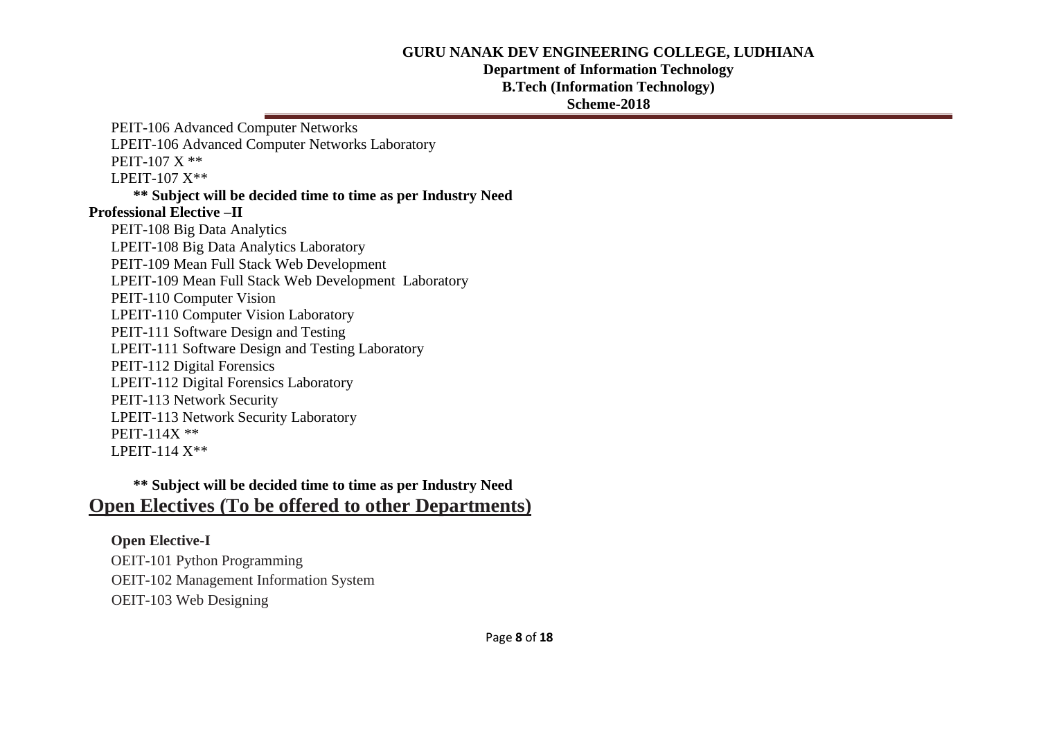PEIT-106 Advanced Computer Networks

LPEIT-106 Advanced Computer Networks Laboratory

PEIT-107 X **

LPEIT-107 X**

**** Subject will be decided time to time as per Industry Need**

**Professional Elective –II**

PEIT-108 Big Data Analytics

LPEIT-108 Big Data Analytics Laboratory

PEIT-109 Mean Full Stack Web Development

LPEIT-109 Mean Full Stack Web Development Laboratory

PEIT-110 Computer Vision

LPEIT-110 Computer Vision Laboratory

PEIT-111 Software Design and Testing

LPEIT-111 Software Design and Testing Laboratory

PEIT-112 Digital Forensics

LPEIT-112 Digital Forensics Laboratory

PEIT-113 Network Security

LPEIT-113 Network Security Laboratory

PEIT-114X **

LPEIT-114 X**

**** Subject will be decided time to time as per Industry Need**

## Open Electives (To be offered to other Departments)

**Open Elective-I**

OEIT-101 Python Programming

OEIT-102 Management Information System

OEIT-103 Web Designing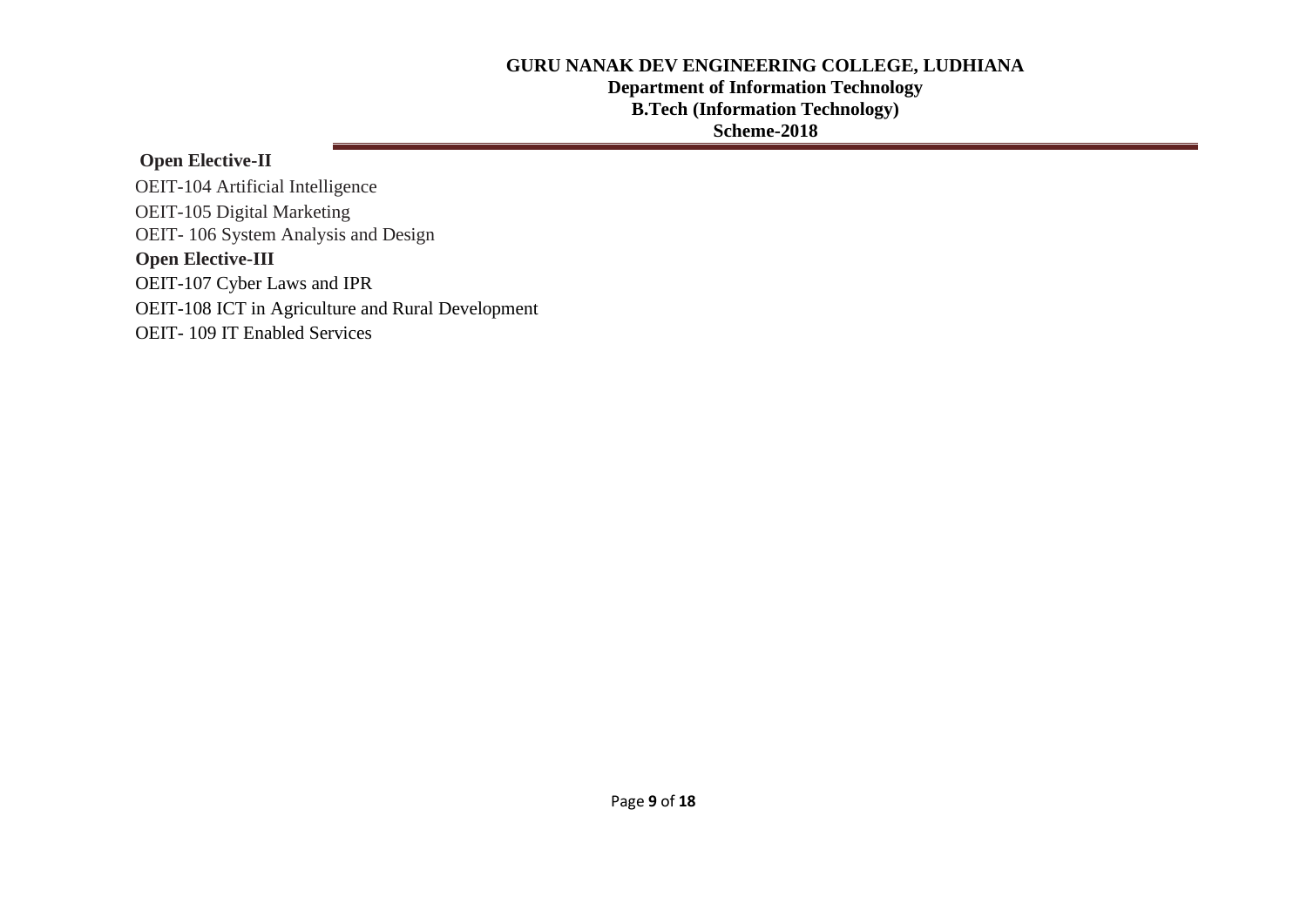**Open Elective-II**

OEIT-104 Artificial Intelligence

OEIT-105 Digital Marketing

OEIT- 106 System Analysis and Design

**Open Elective-III**

OEIT-107 Cyber Laws and IPR

OEIT-108 ICT in Agriculture and Rural Development

OEIT- 109 IT Enabled Services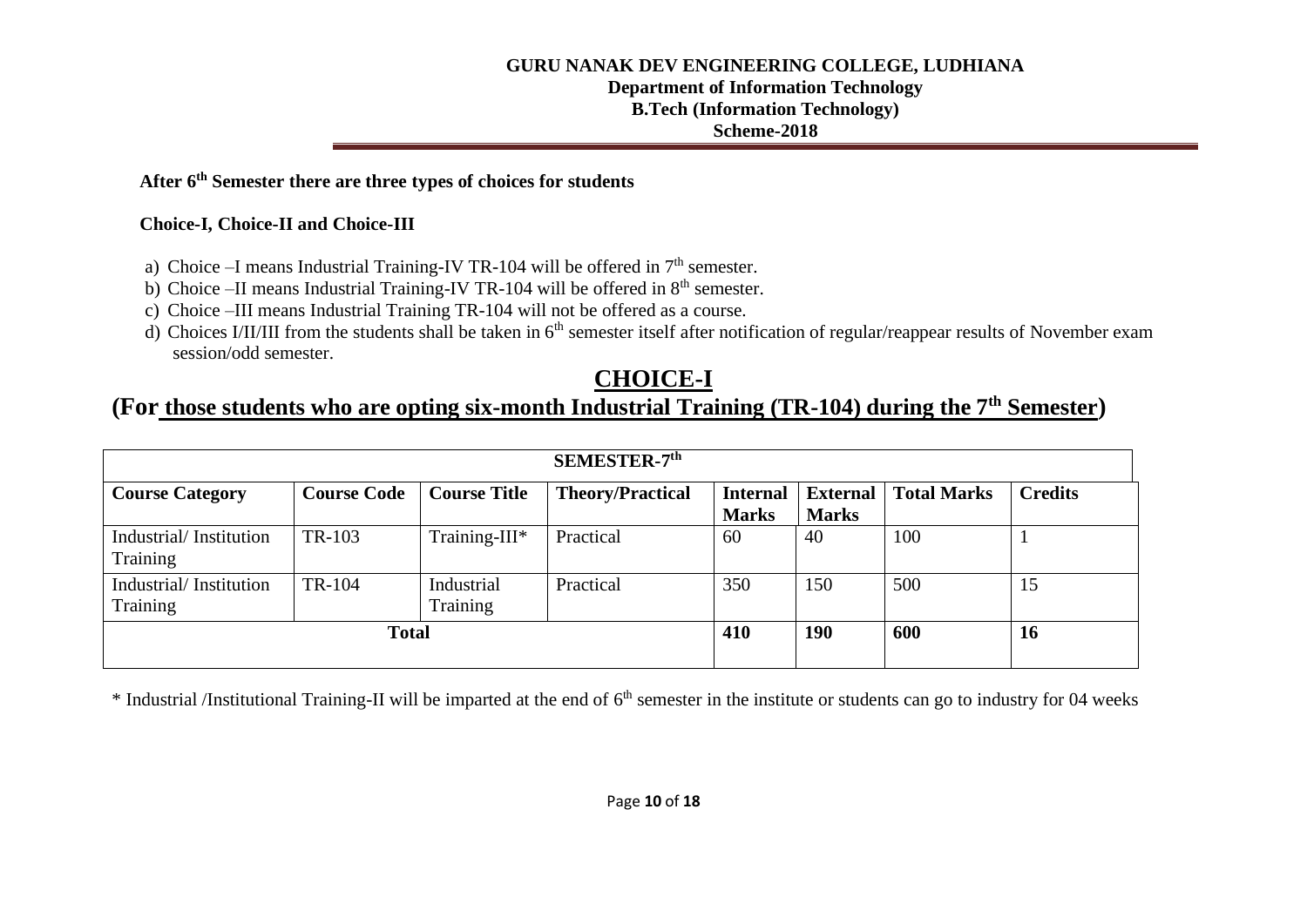**After 6th Semester there are three types of choices for students**

**Choice-I, Choice-II and Choice-III**

a) Choice –I means Industrial Training-IV TR-104 will be offered in 7th semester.
b) Choice –II means Industrial Training-IV TR-104 will be offered in 8th semester.
c) Choice –III means Industrial Training TR-104 will not be offered as a course.
d) Choices I/II/III from the students shall be taken in 6th semester itself after notification of regular/reappear results of November exam session/odd semester.

# CHOICE-I

## (For those students who are opting six-month Industrial Training (TR-104) during the 7th Semester)

| SEMESTER-7th | | | | | | | |
|---|---|---|---|---|---|---|---|
| **Course Category** | **Course Code** | **Course Title** | **Theory/Practical** | **Internal Marks** | **External Marks** | **Total Marks** | **Credits** |
| Industrial/ Institution Training | TR-103 | Training-III* | Practical | 60 | 40 | 100 | 1 |
| Industrial/ Institution Training | TR-104 | Industrial Training | Practical | 350 | 150 | 500 | 15 |
| **Total** | | | | **410** | **190** | **600** | **16** |

* Industrial /Institutional Training-II will be imparted at the end of 6th semester in the institute or students can go to industry for 04 weeks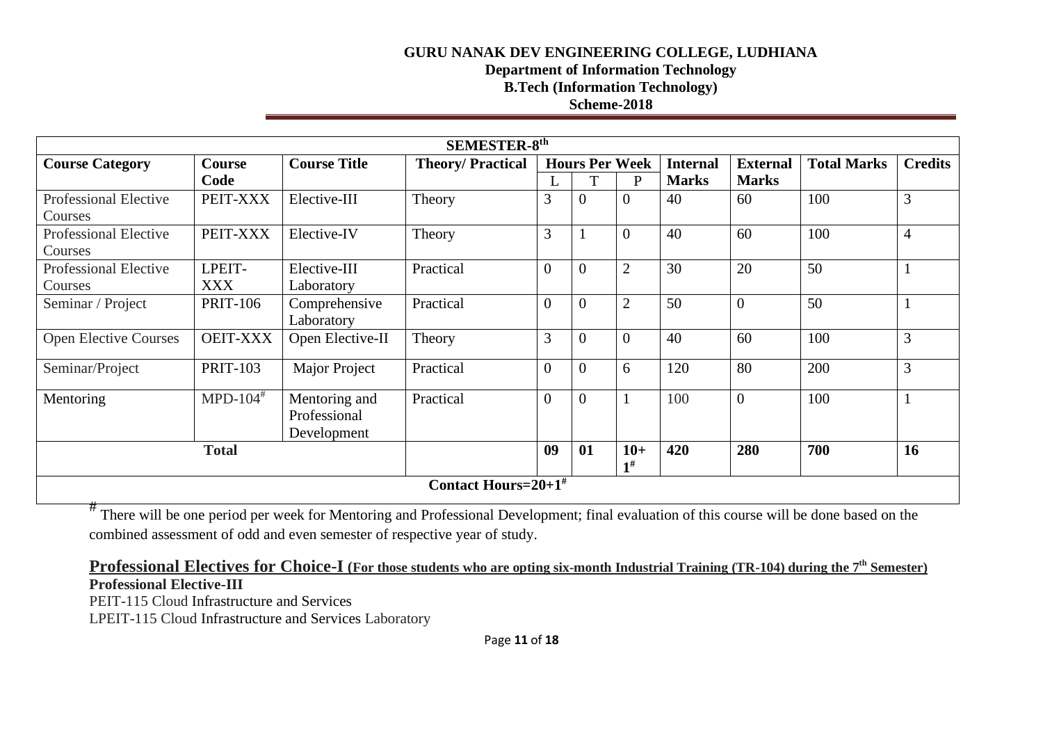**GURU NANAK DEV ENGINEERING COLLEGE, LUDHIANA**
**Department of Information Technology**
**B.Tech (Information Technology)**
**Scheme-2018**

| SEMESTER-8th | | | | | | | | | | |
|---|---|---|---|---|---|---|---|---|---|---|
| **Course Category** | **Course Code** | **Course Title** | **Theory/ Practical** | **Hours Per Week** | | | **Internal Marks** | **External Marks** | **Total Marks** | **Credits** |
| | | | | L | T | P | | | | |
| Professional Elective Courses | PEIT-XXX | Elective-III | Theory | 3 | 0 | 0 | 40 | 60 | 100 | 3 |
| Professional Elective Courses | PEIT-XXX | Elective-IV | Theory | 3 | 1 | 0 | 40 | 60 | 100 | 4 |
| Professional Elective Courses | LPEIT-XXX | Elective-III Laboratory | Practical | 0 | 0 | 2 | 30 | 20 | 50 | 1 |
| Seminar / Project | PRIT-106 | Comprehensive Laboratory | Practical | 0 | 0 | 2 | 50 | 0 | 50 | 1 |
| Open Elective Courses | OEIT-XXX | Open Elective-II | Theory | 3 | 0 | 0 | 40 | 60 | 100 | 3 |
| Seminar/Project | PRIT-103 | Major Project | Practical | 0 | 0 | 6 | 120 | 80 | 200 | 3 |
| Mentoring | MPD-104# | Mentoring and Professional Development | Practical | 0 | 0 | 1 | 100 | 0 | 100 | 1 |
| **Total** | | | | **09** | **01** | **10+1#** | **420** | **280** | **700** | **16** |
| **Contact Hours=20+1#** | | | | | | | | | | |

# There will be one period per week for Mentoring and Professional Development; final evaluation of this course will be done based on the combined assessment of odd and even semester of respective year of study.

**Professional Electives for Choice-I (For those students who are opting six-month Industrial Training (TR-104) during the 7th Semester)**

**Professional Elective-III**

PEIT-115 Cloud Infrastructure and Services

LPEIT-115 Cloud Infrastructure and Services Laboratory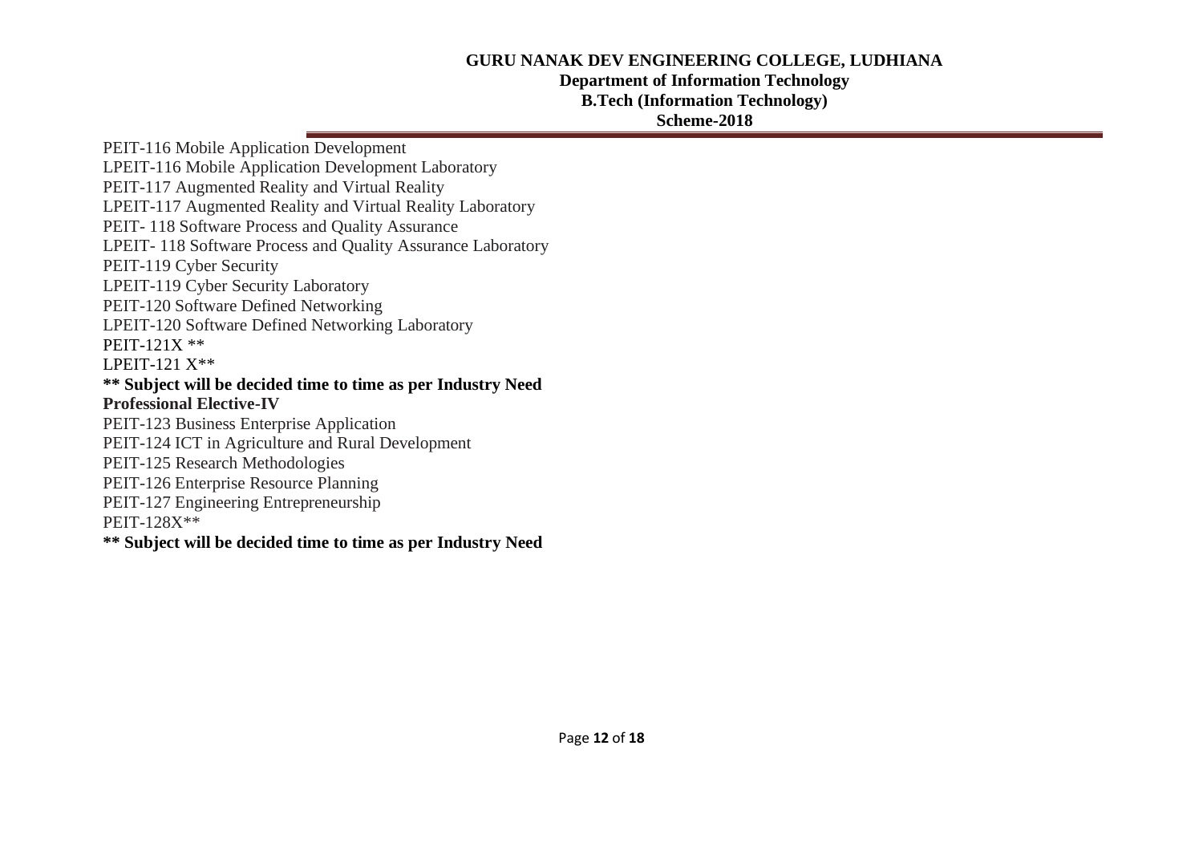PEIT-116 Mobile Application Development

LPEIT-116 Mobile Application Development Laboratory

PEIT-117 Augmented Reality and Virtual Reality

LPEIT-117 Augmented Reality and Virtual Reality Laboratory

PEIT- 118 Software Process and Quality Assurance

LPEIT- 118 Software Process and Quality Assurance Laboratory

PEIT-119 Cyber Security

LPEIT-119 Cyber Security Laboratory

PEIT-120 Software Defined Networking

LPEIT-120 Software Defined Networking Laboratory

PEIT-121X **

LPEIT-121 X**

**\*\* Subject will be decided time to time as per Industry Need**

**Professional Elective-IV**

PEIT-123 Business Enterprise Application

PEIT-124 ICT in Agriculture and Rural Development

PEIT-125 Research Methodologies

PEIT-126 Enterprise Resource Planning

PEIT-127 Engineering Entrepreneurship

PEIT-128X**

**\*\* Subject will be decided time to time as per Industry Need**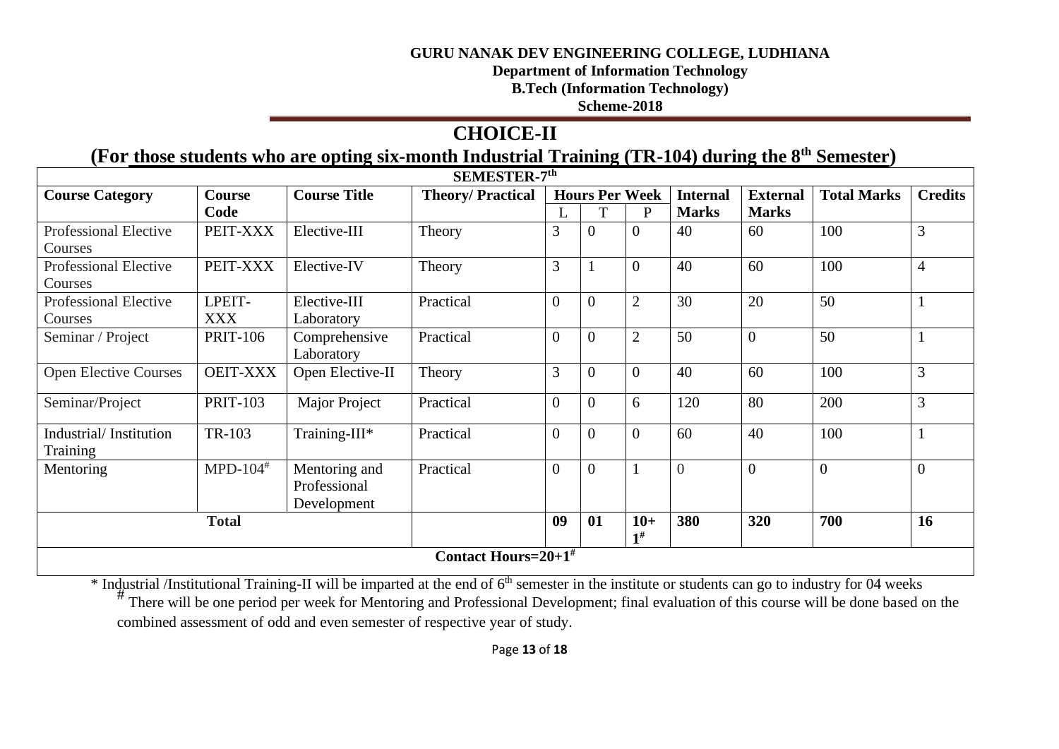**GURU NANAK DEV ENGINEERING COLLEGE, LUDHIANA**
**Department of Information Technology**
**B.Tech (Information Technology)**
**Scheme-2018**

# CHOICE-II

## (For those students who are opting six-month Industrial Training (TR-104) during the 8th Semester)

| SEMESTER-7th | | | | | | | | | | |
|---|---|---|---|---|---|---|---|---|---|---|
| **Course Category** | **Course Code** | **Course Title** | **Theory/ Practical** | **Hours Per Week** | | | **Internal Marks** | **External Marks** | **Total Marks** | **Credits** |
| | | | | L | T | P | | | | |
| Professional Elective Courses | PEIT-XXX | Elective-III | Theory | 3 | 0 | 0 | 40 | 60 | 100 | 3 |
| Professional Elective Courses | PEIT-XXX | Elective-IV | Theory | 3 | 1 | 0 | 40 | 60 | 100 | 4 |
| Professional Elective Courses | LPEIT-XXX | Elective-III Laboratory | Practical | 0 | 0 | 2 | 30 | 20 | 50 | 1 |
| Seminar / Project | PRIT-106 | Comprehensive Laboratory | Practical | 0 | 0 | 2 | 50 | 0 | 50 | 1 |
| Open Elective Courses | OEIT-XXX | Open Elective-II | Theory | 3 | 0 | 0 | 40 | 60 | 100 | 3 |
| Seminar/Project | PRIT-103 | Major Project | Practical | 0 | 0 | 6 | 120 | 80 | 200 | 3 |
| Industrial/ Institution Training | TR-103 | Training-III* | Practical | 0 | 0 | 0 | 60 | 40 | 100 | 1 |
| Mentoring | MPD-104# | Mentoring and Professional Development | Practical | 0 | 0 | 1 | 0 | 0 | 0 | 0 |
| **Total** | | | | **09** | **01** | **10+1#** | **380** | **320** | **700** | **16** |
| **Contact Hours=20+1#** | | | | | | | | | | |

\* Industrial /Institutional Training-II will be imparted at the end of 6th semester in the institute or students can go to industry for 04 weeks

\# There will be one period per week for Mentoring and Professional Development; final evaluation of this course will be done based on the combined assessment of odd and even semester of respective year of study.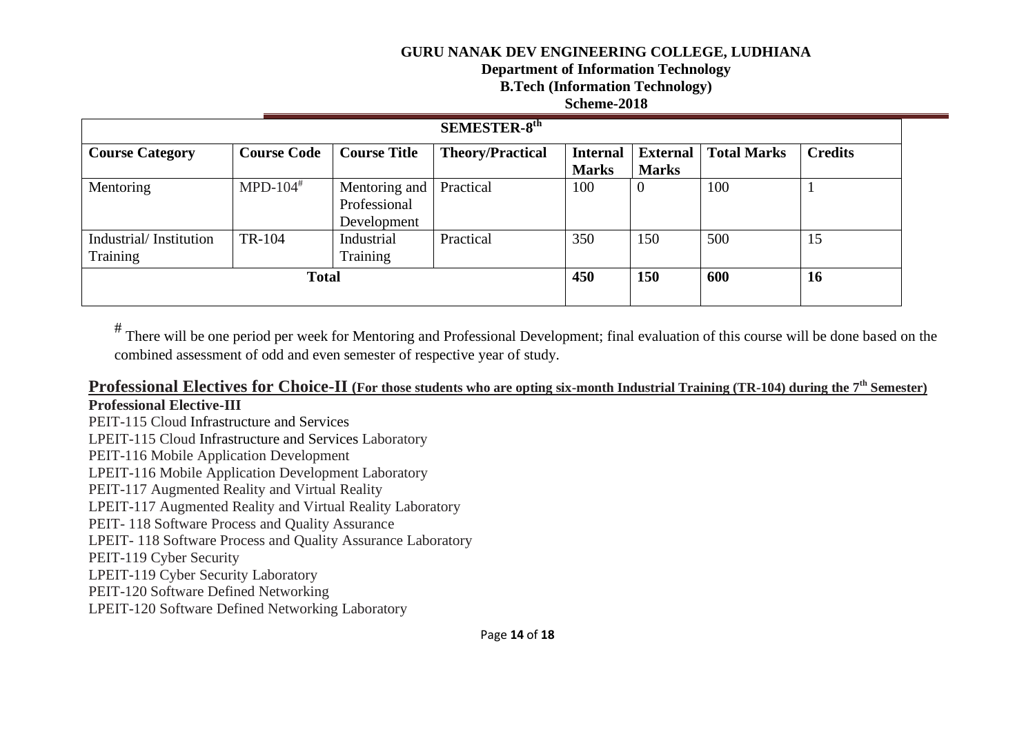**GURU NANAK DEV ENGINEERING COLLEGE, LUDHIANA**
**Department of Information Technology**
**B.Tech (Information Technology)**
**Scheme-2018**

| SEMESTER-8th | | | | | | | |
|---|---|---|---|---|---|---|---|
| **Course Category** | **Course Code** | **Course Title** | **Theory/Practical** | **Internal Marks** | **External Marks** | **Total Marks** | **Credits** |
| Mentoring | MPD-104# | Mentoring and Professional Development | Practical | 100 | 0 | 100 | 1 |
| Industrial/ Institution Training | TR-104 | Industrial Training | Practical | 350 | 150 | 500 | 15 |
| **Total** | | | | **450** | **150** | **600** | **16** |

# There will be one period per week for Mentoring and Professional Development; final evaluation of this course will be done based on the combined assessment of odd and even semester of respective year of study.

## Professional Electives for Choice-II (For those students who are opting six-month Industrial Training (TR-104) during the 7th Semester)

**Professional Elective-III**

PEIT-115 Cloud Infrastructure and Services
LPEIT-115 Cloud Infrastructure and Services Laboratory
PEIT-116 Mobile Application Development
LPEIT-116 Mobile Application Development Laboratory
PEIT-117 Augmented Reality and Virtual Reality
LPEIT-117 Augmented Reality and Virtual Reality Laboratory
PEIT- 118 Software Process and Quality Assurance
LPEIT- 118 Software Process and Quality Assurance Laboratory
PEIT-119 Cyber Security
LPEIT-119 Cyber Security Laboratory
PEIT-120 Software Defined Networking
LPEIT-120 Software Defined Networking Laboratory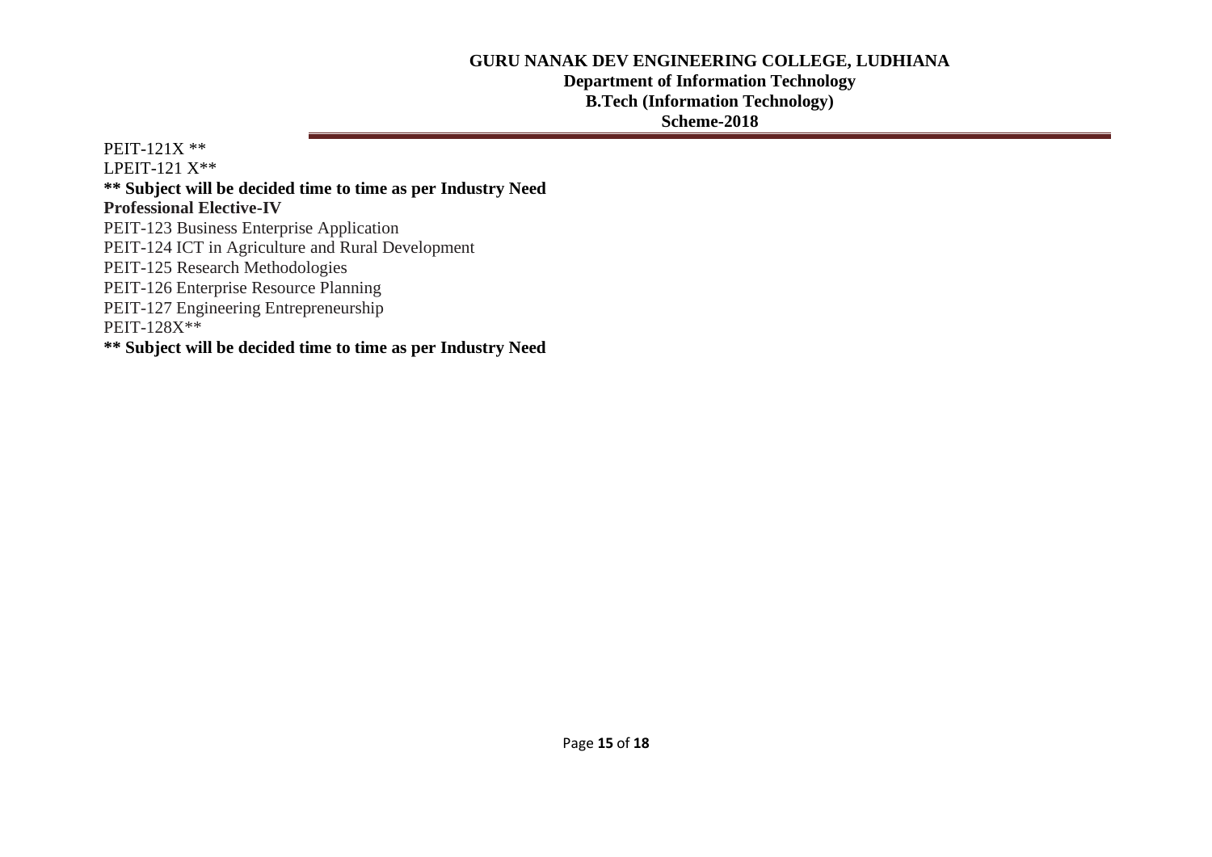PEIT-121X **

LPEIT-121 X**

**** Subject will be decided time to time as per Industry Need**

**Professional Elective-IV**

PEIT-123 Business Enterprise Application

PEIT-124 ICT in Agriculture and Rural Development

PEIT-125 Research Methodologies

PEIT-126 Enterprise Resource Planning

PEIT-127 Engineering Entrepreneurship

PEIT-128X**

**** Subject will be decided time to time as per Industry Need**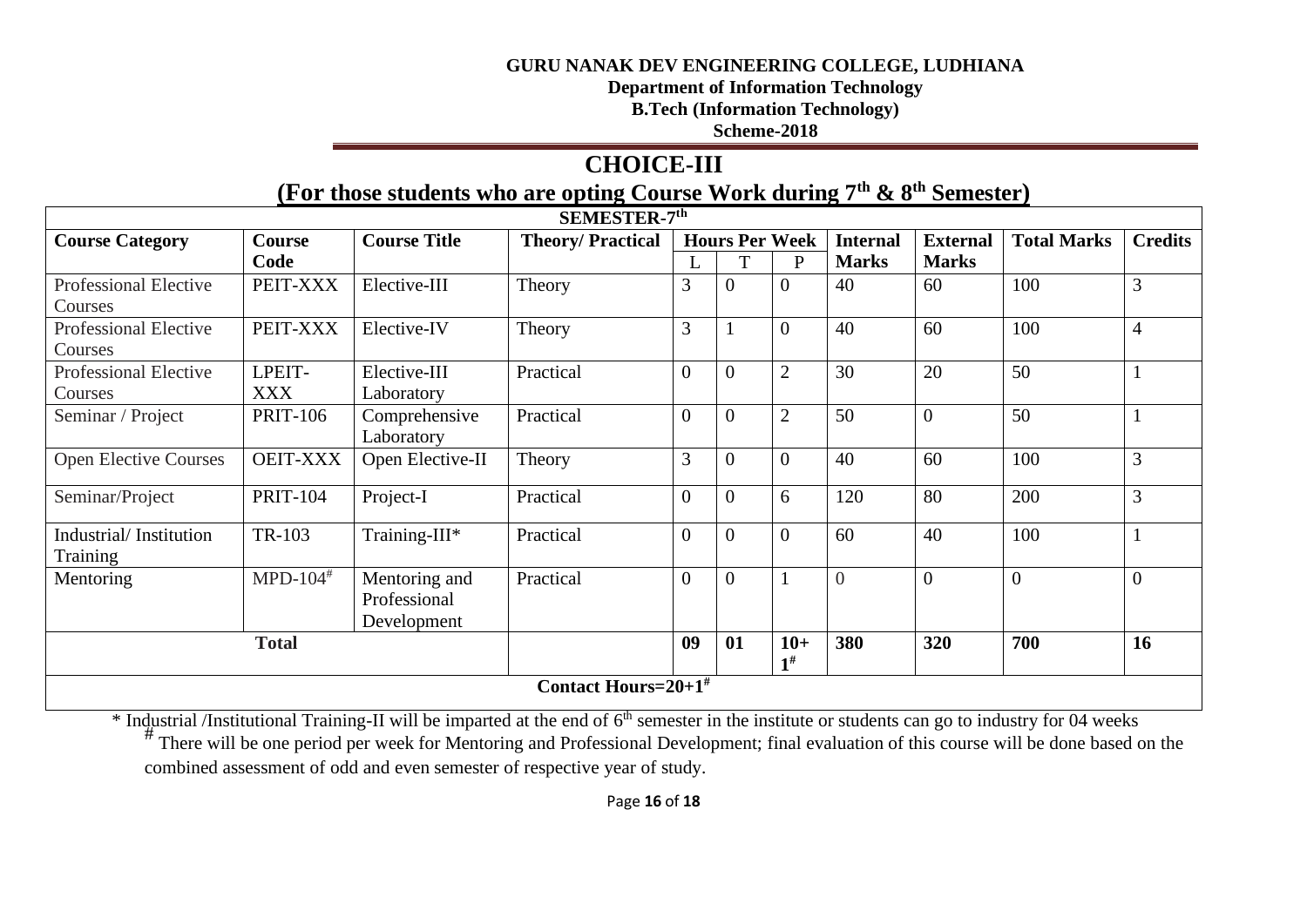**GURU NANAK DEV ENGINEERING COLLEGE, LUDHIANA**
**Department of Information Technology**
**B.Tech (Information Technology)**
**Scheme-2018**

# CHOICE-III

## (For those students who are opting Course Work during 7th & 8th Semester)

| SEMESTER-7th | | | | | | | | | | |
|---|---|---|---|---|---|---|---|---|---|---|
| **Course Category** | **Course Code** | **Course Title** | **Theory/ Practical** | **Hours Per Week** | | | **Internal Marks** | **External Marks** | **Total Marks** | **Credits** |
| | | | | L | T | P | | | | |
| Professional Elective Courses | PEIT-XXX | Elective-III | Theory | 3 | 0 | 0 | 40 | 60 | 100 | 3 |
| Professional Elective Courses | PEIT-XXX | Elective-IV | Theory | 3 | 1 | 0 | 40 | 60 | 100 | 4 |
| Professional Elective Courses | LPEIT-XXX | Elective-III Laboratory | Practical | 0 | 0 | 2 | 30 | 20 | 50 | 1 |
| Seminar / Project | PRIT-106 | Comprehensive Laboratory | Practical | 0 | 0 | 2 | 50 | 0 | 50 | 1 |
| Open Elective Courses | OEIT-XXX | Open Elective-II | Theory | 3 | 0 | 0 | 40 | 60 | 100 | 3 |
| Seminar/Project | PRIT-104 | Project-I | Practical | 0 | 0 | 6 | 120 | 80 | 200 | 3 |
| Industrial/ Institution Training | TR-103 | Training-III* | Practical | 0 | 0 | 0 | 60 | 40 | 100 | 1 |
| Mentoring | MPD-104# | Mentoring and Professional Development | Practical | 0 | 0 | 1 | 0 | 0 | 0 | 0 |
| **Total** | | | | **09** | **01** | **10+1#** | **380** | **320** | **700** | **16** |
| **Contact Hours=20+1#** | | | | | | | | | | |

\* Industrial /Institutional Training-II will be imparted at the end of 6th semester in the institute or students can go to industry for 04 weeks

# There will be one period per week for Mentoring and Professional Development; final evaluation of this course will be done based on the combined assessment of odd and even semester of respective year of study.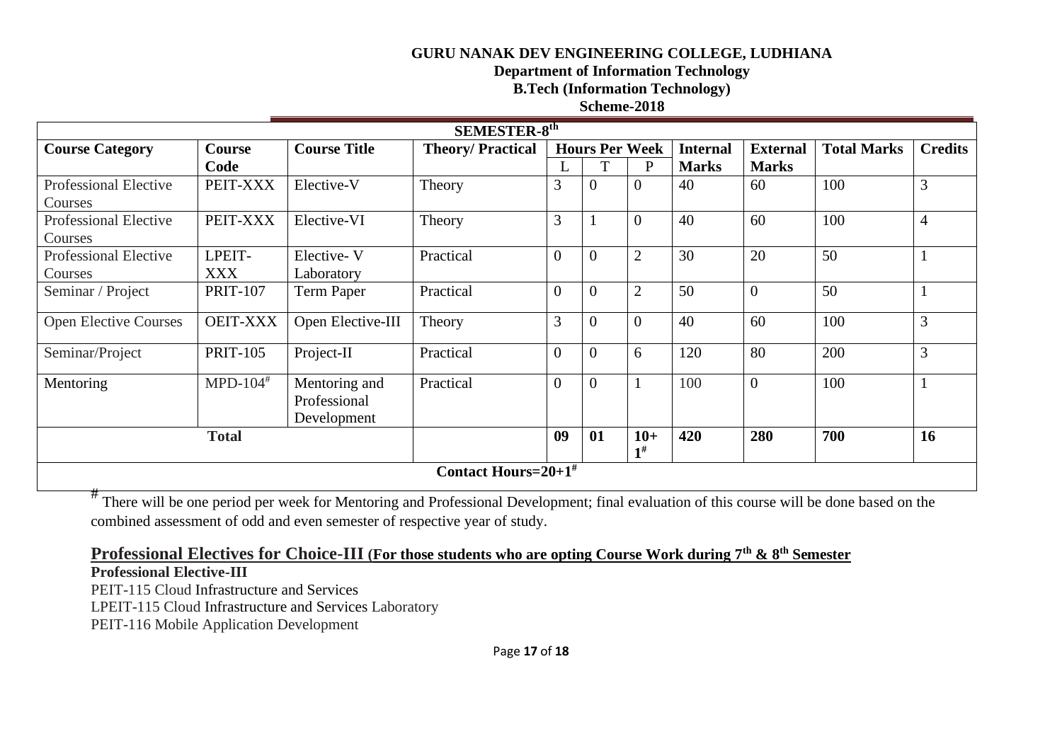**GURU NANAK DEV ENGINEERING COLLEGE, LUDHIANA**
**Department of Information Technology**
**B.Tech (Information Technology)**
**Scheme-2018**

| SEMESTER-8th | | | | | | | | | | |
|---|---|---|---|---|---|---|---|---|---|---|
| **Course Category** | **Course Code** | **Course Title** | **Theory/ Practical** | **Hours Per Week** | | | **Internal Marks** | **External Marks** | **Total Marks** | **Credits** |
| | | | | L | T | P | | | | |
| Professional Elective Courses | PEIT-XXX | Elective-V | Theory | 3 | 0 | 0 | 40 | 60 | 100 | 3 |
| Professional Elective Courses | PEIT-XXX | Elective-VI | Theory | 3 | 1 | 0 | 40 | 60 | 100 | 4 |
| Professional Elective Courses | LPEIT-XXX | Elective- V Laboratory | Practical | 0 | 0 | 2 | 30 | 20 | 50 | 1 |
| Seminar / Project | PRIT-107 | Term Paper | Practical | 0 | 0 | 2 | 50 | 0 | 50 | 1 |
| Open Elective Courses | OEIT-XXX | Open Elective-III | Theory | 3 | 0 | 0 | 40 | 60 | 100 | 3 |
| Seminar/Project | PRIT-105 | Project-II | Practical | 0 | 0 | 6 | 120 | 80 | 200 | 3 |
| Mentoring | MPD-104# | Mentoring and Professional Development | Practical | 0 | 0 | 1 | 100 | 0 | 100 | 1 |
| **Total** | | | | **09** | **01** | **10+1#** | **420** | **280** | **700** | **16** |
| **Contact Hours=20+1#** | | | | | | | | | | |

# There will be one period per week for Mentoring and Professional Development; final evaluation of this course will be done based on the combined assessment of odd and even semester of respective year of study.

## Professional Electives for Choice-III (For those students who are opting Course Work during 7th & 8th Semester

**Professional Elective-III**

PEIT-115 Cloud Infrastructure and Services
LPEIT-115 Cloud Infrastructure and Services Laboratory
PEIT-116 Mobile Application Development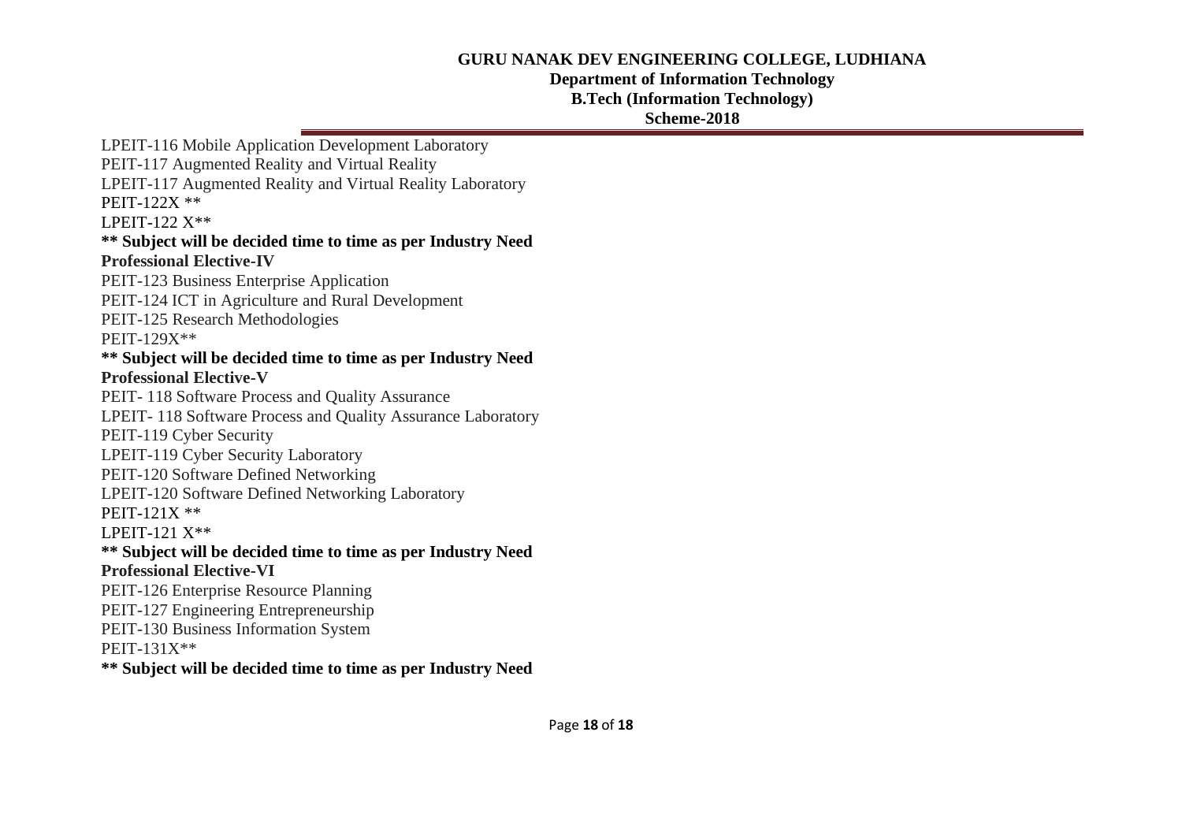LPEIT-116 Mobile Application Development Laboratory
PEIT-117 Augmented Reality and Virtual Reality
LPEIT-117 Augmented Reality and Virtual Reality Laboratory
PEIT-122X **
LPEIT-122 X**

**\*\* Subject will be decided time to time as per Industry Need**

**Professional Elective-IV**

PEIT-123 Business Enterprise Application
PEIT-124 ICT in Agriculture and Rural Development
PEIT-125 Research Methodologies
PEIT-129X**

**\*\* Subject will be decided time to time as per Industry Need**

**Professional Elective-V**

PEIT- 118 Software Process and Quality Assurance
LPEIT- 118 Software Process and Quality Assurance Laboratory
PEIT-119 Cyber Security
LPEIT-119 Cyber Security Laboratory
PEIT-120 Software Defined Networking
LPEIT-120 Software Defined Networking Laboratory
PEIT-121X **
LPEIT-121 X**

**\*\* Subject will be decided time to time as per Industry Need**

**Professional Elective-VI**

PEIT-126 Enterprise Resource Planning
PEIT-127 Engineering Entrepreneurship
PEIT-130 Business Information System
PEIT-131X**

**\*\* Subject will be decided time to time as per Industry Need**